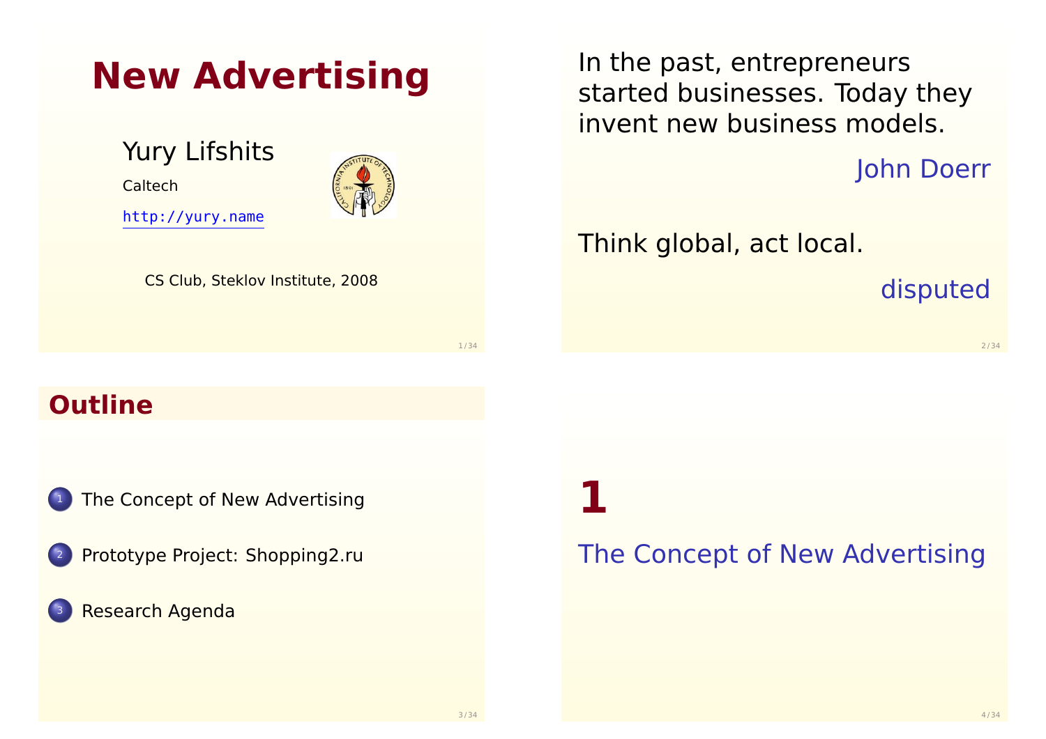# New Advertising

Yury Lifshits

Caltech

http://yury.name

CS Club, Steklov Institute, 2008

---

In the past, entrepreneurs started businesses. Today they invent new business models.

John Doerr

Think global, act local.

disputed

---

## Outline

1. The Concept of New Advertising
2. Prototype Project: Shopping2.ru
3. Research Agenda

---

# 1

## The Concept of New Advertising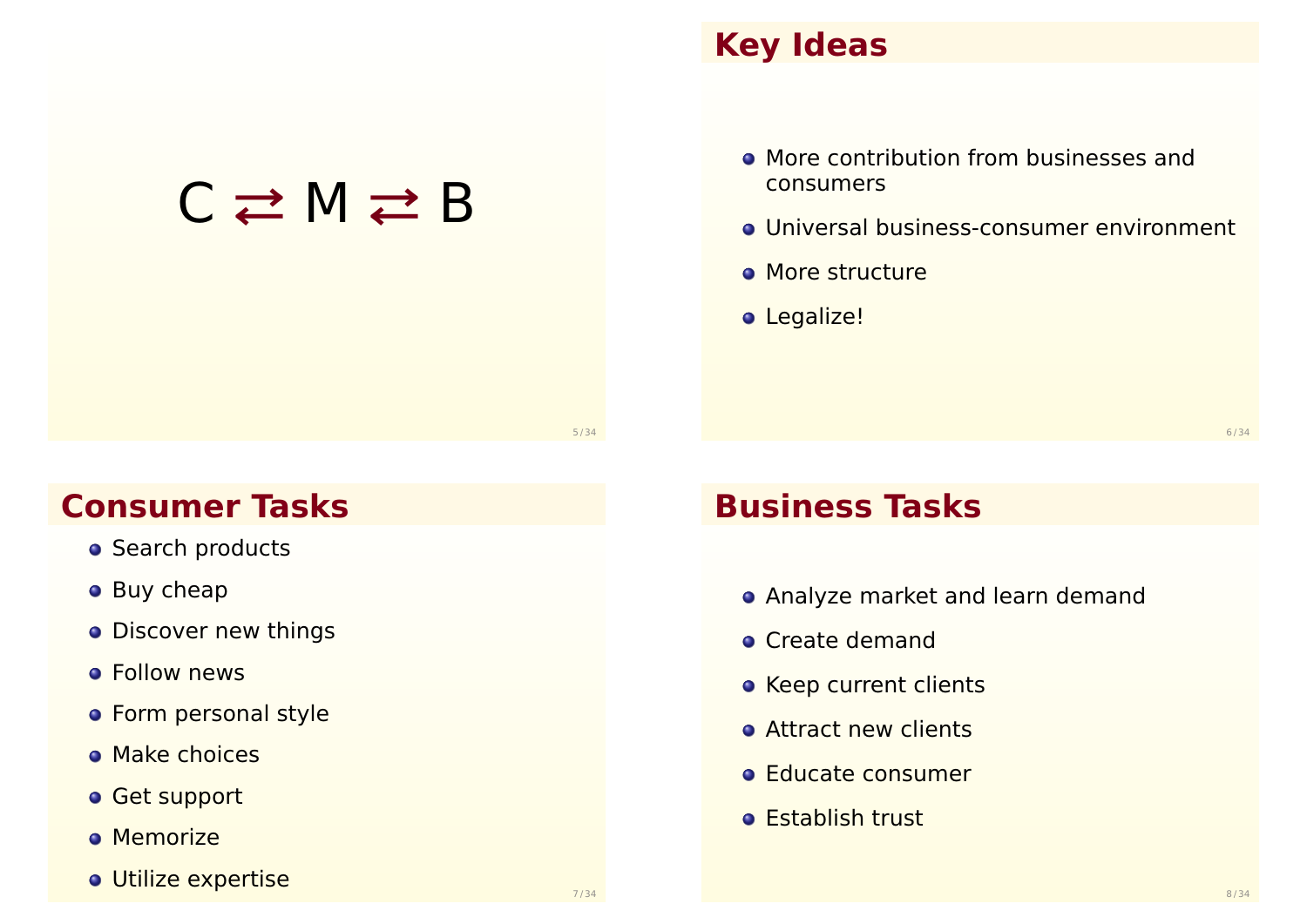$C \rightleftarrows M \rightleftarrows B$

## Key Ideas

- More contribution from businesses and consumers
- Universal business-consumer environment
- More structure
- Legalize!

## Consumer Tasks

- Search products
- Buy cheap
- Discover new things
- Follow news
- Form personal style
- Make choices
- Get support
- Memorize
- Utilize expertise

## Business Tasks

- Analyze market and learn demand
- Create demand
- Keep current clients
- Attract new clients
- Educate consumer
- Establish trust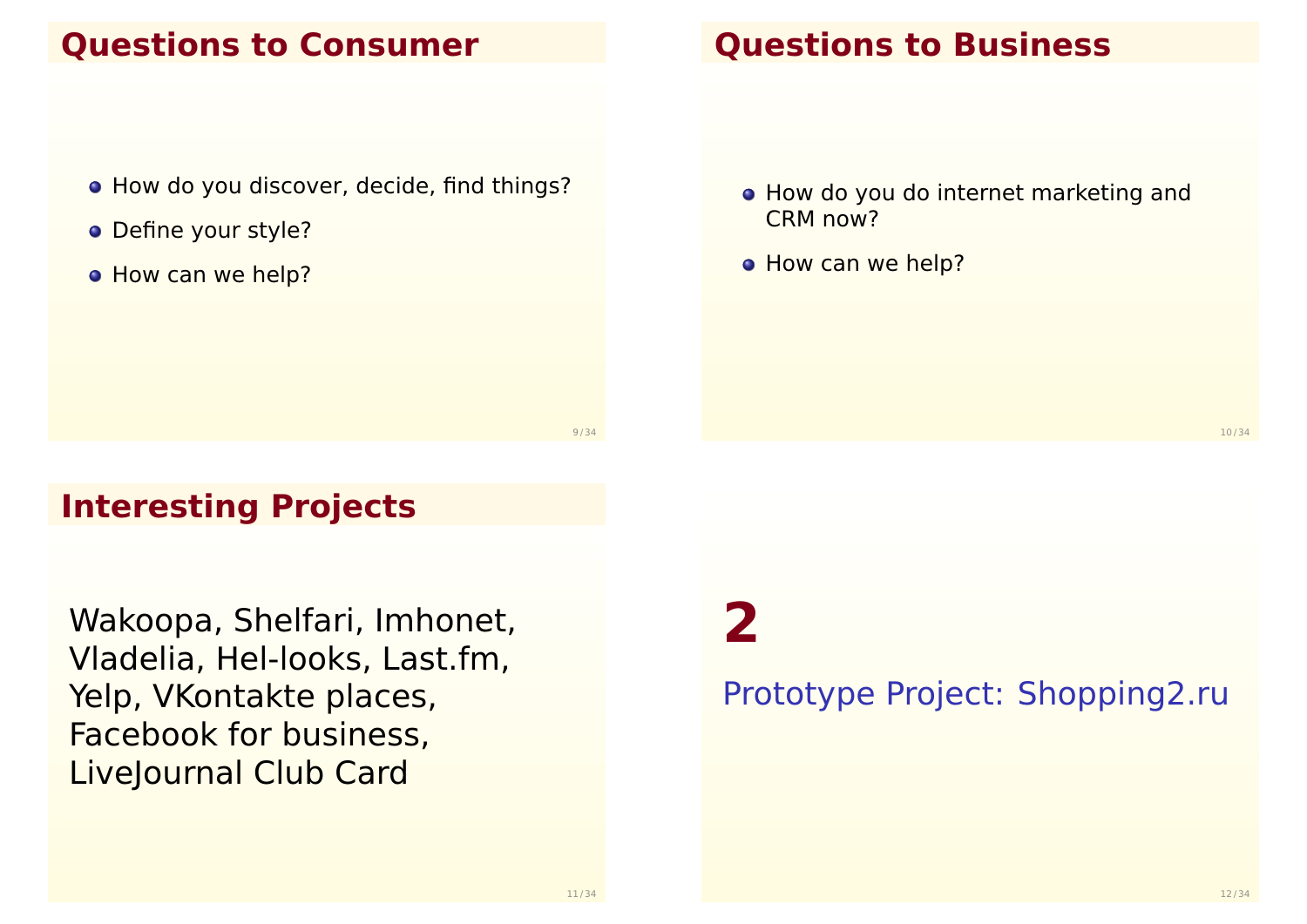## Questions to Consumer

- How do you discover, decide, find things?
- Define your style?
- How can we help?

## Questions to Business

- How do you do internet marketing and CRM now?
- How can we help?

## Interesting Projects

Wakoopa, Shelfari, Imhonet, Vladelia, Hel-looks, Last.fm, Yelp, VKontakte places, Facebook for business, LiveJournal Club Card

# 2

Prototype Project: Shopping2.ru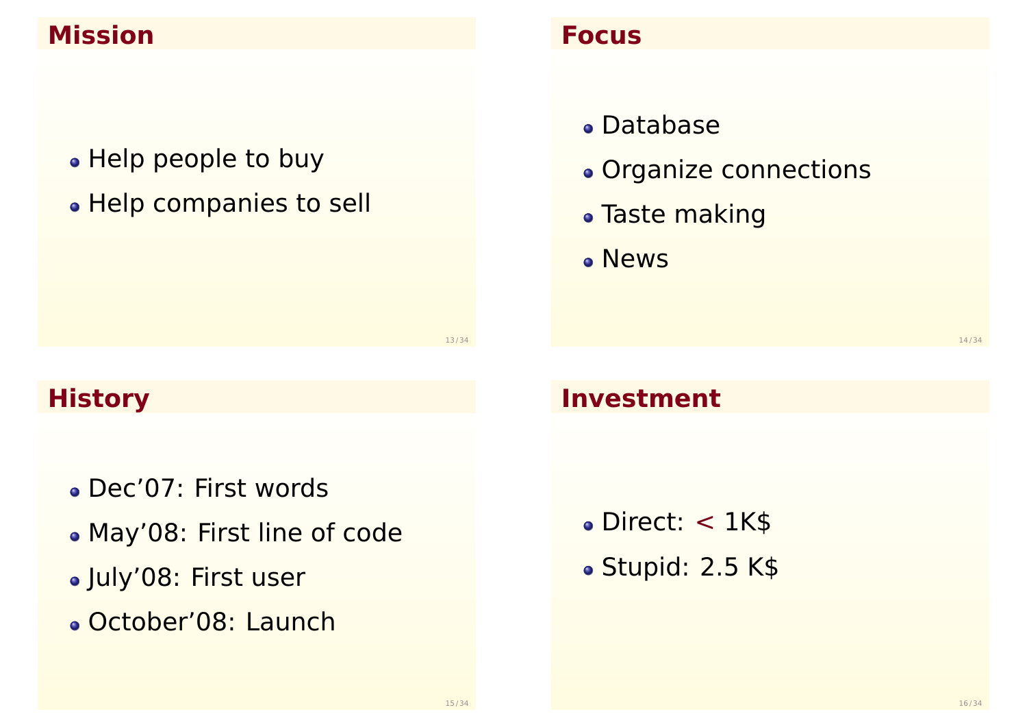## Mission

- Help people to buy
- Help companies to sell

## Focus

- Database
- Organize connections
- Taste making
- News

## History

- Dec'07: First words
- May'08: First line of code
- July'08: First user
- October'08: Launch

## Investment

- Direct: < 1K$
- Stupid: 2.5 K$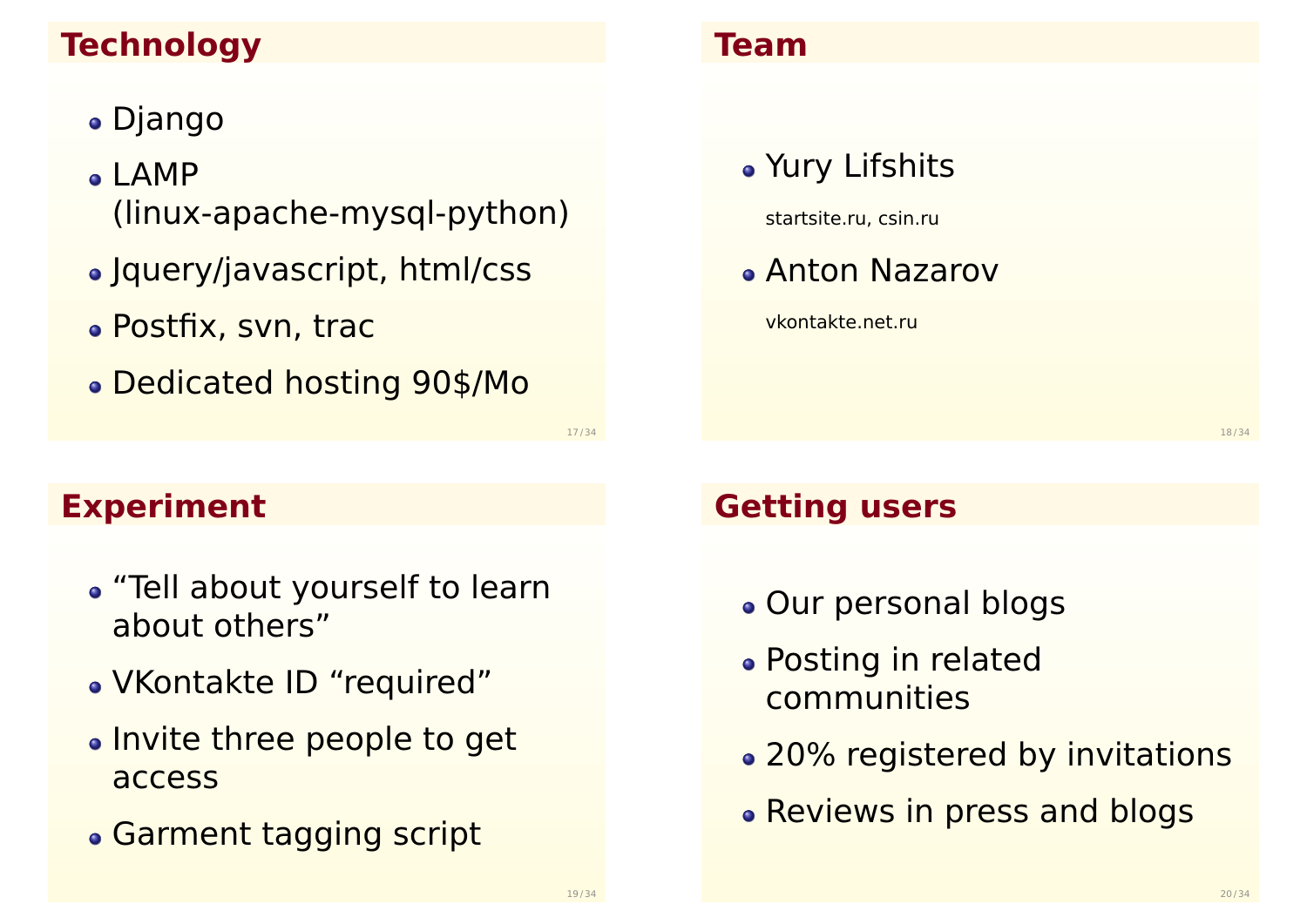## Technology

- Django
- LAMP (linux-apache-mysql-python)
- Jquery/javascript, html/css
- Postfix, svn, trac
- Dedicated hosting 90$/Mo

## Team

- Yury Lifshits

  startsite.ru, csin.ru

- Anton Nazarov

  vkontakte.net.ru

## Experiment

- “Tell about yourself to learn about others”
- VKontakte ID “required”
- Invite three people to get access
- Garment tagging script

## Getting users

- Our personal blogs
- Posting in related communities
- 20% registered by invitations
- Reviews in press and blogs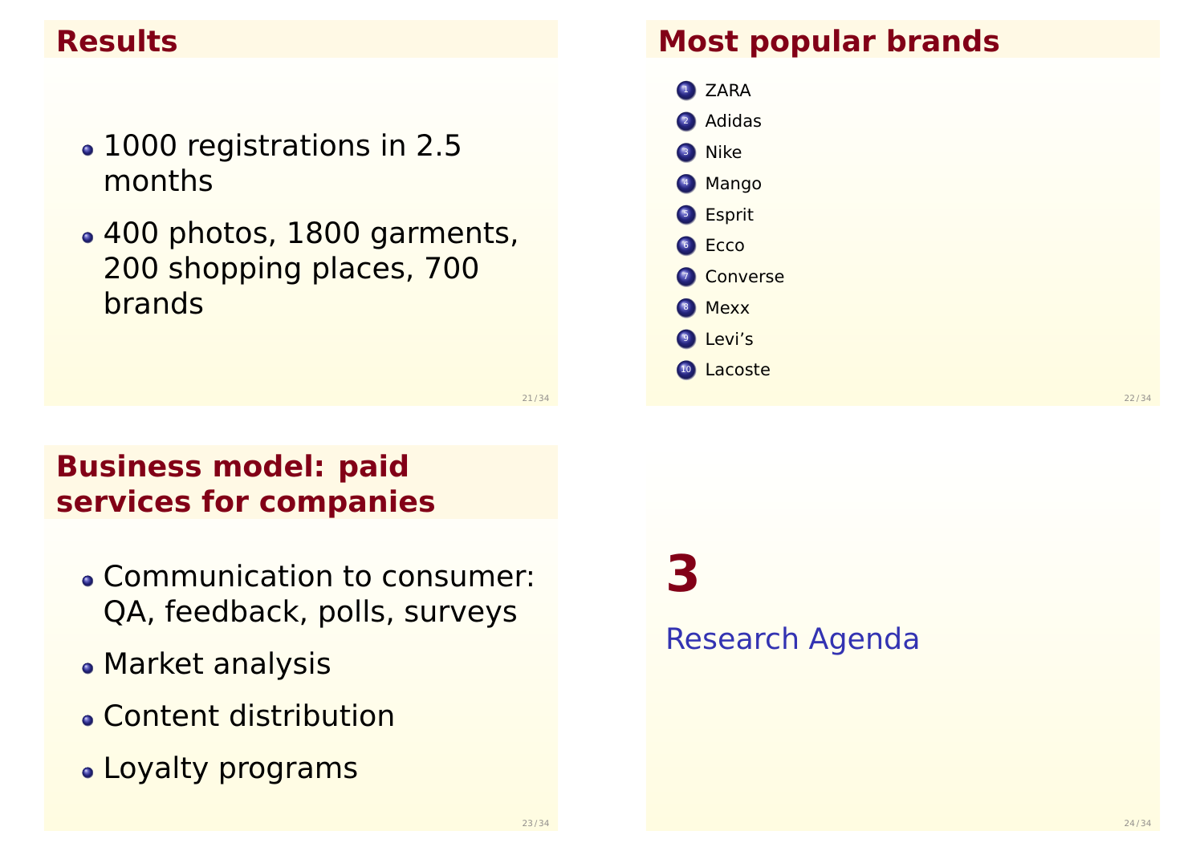## Results

- 1000 registrations in 2.5 months
- 400 photos, 1800 garments, 200 shopping places, 700 brands

## Most popular brands

1. ZARA
2. Adidas
3. Nike
4. Mango
5. Esprit
6. Ecco
7. Converse
8. Mexx
9. Levi's
10. Lacoste

## Business model: paid services for companies

- Communication to consumer: QA, feedback, polls, surveys
- Market analysis
- Content distribution
- Loyalty programs

# 3

Research Agenda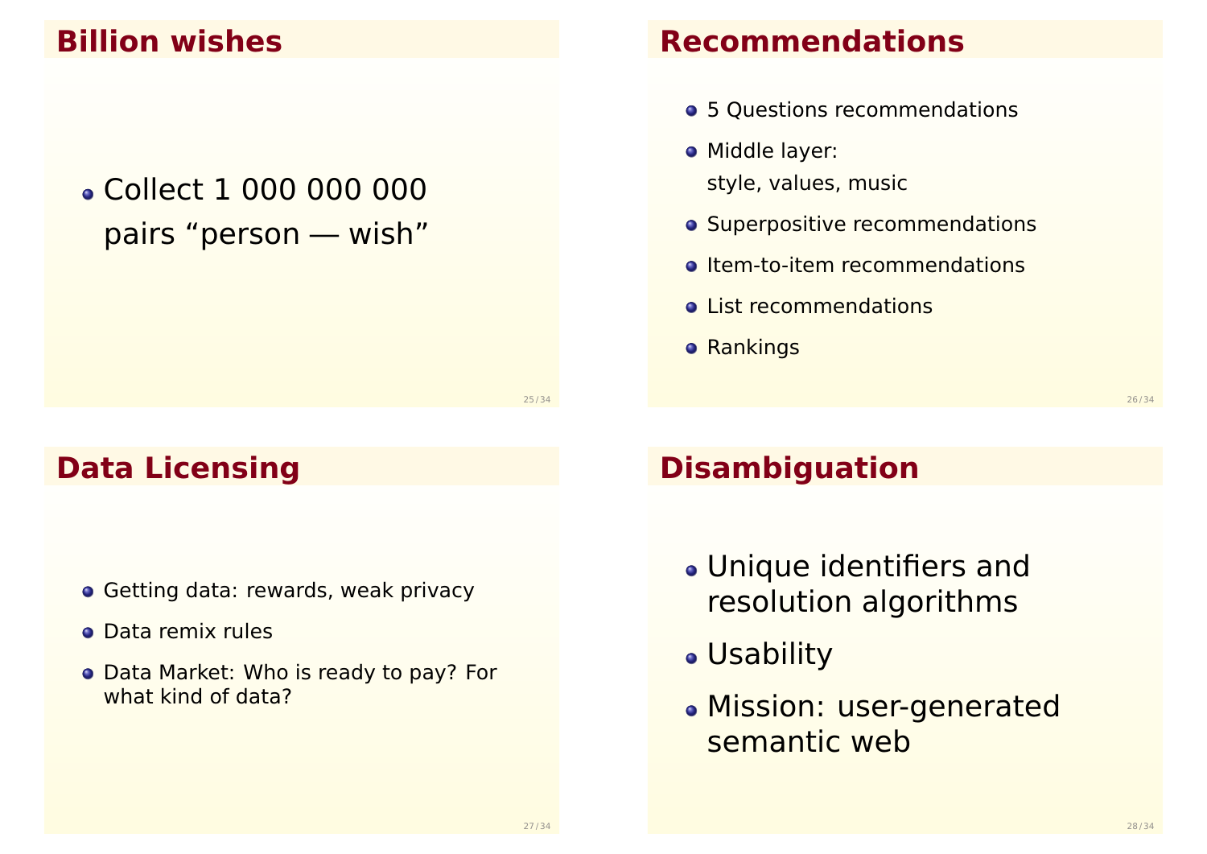## Billion wishes

- Collect 1 000 000 000 pairs “person — wish”

## Recommendations

- 5 Questions recommendations
- Middle layer:
  style, values, music
- Superpositive recommendations
- Item-to-item recommendations
- List recommendations
- Rankings

## Data Licensing

- Getting data: rewards, weak privacy
- Data remix rules
- Data Market: Who is ready to pay? For what kind of data?

## Disambiguation

- Unique identifiers and resolution algorithms
- Usability
- Mission: user-generated semantic web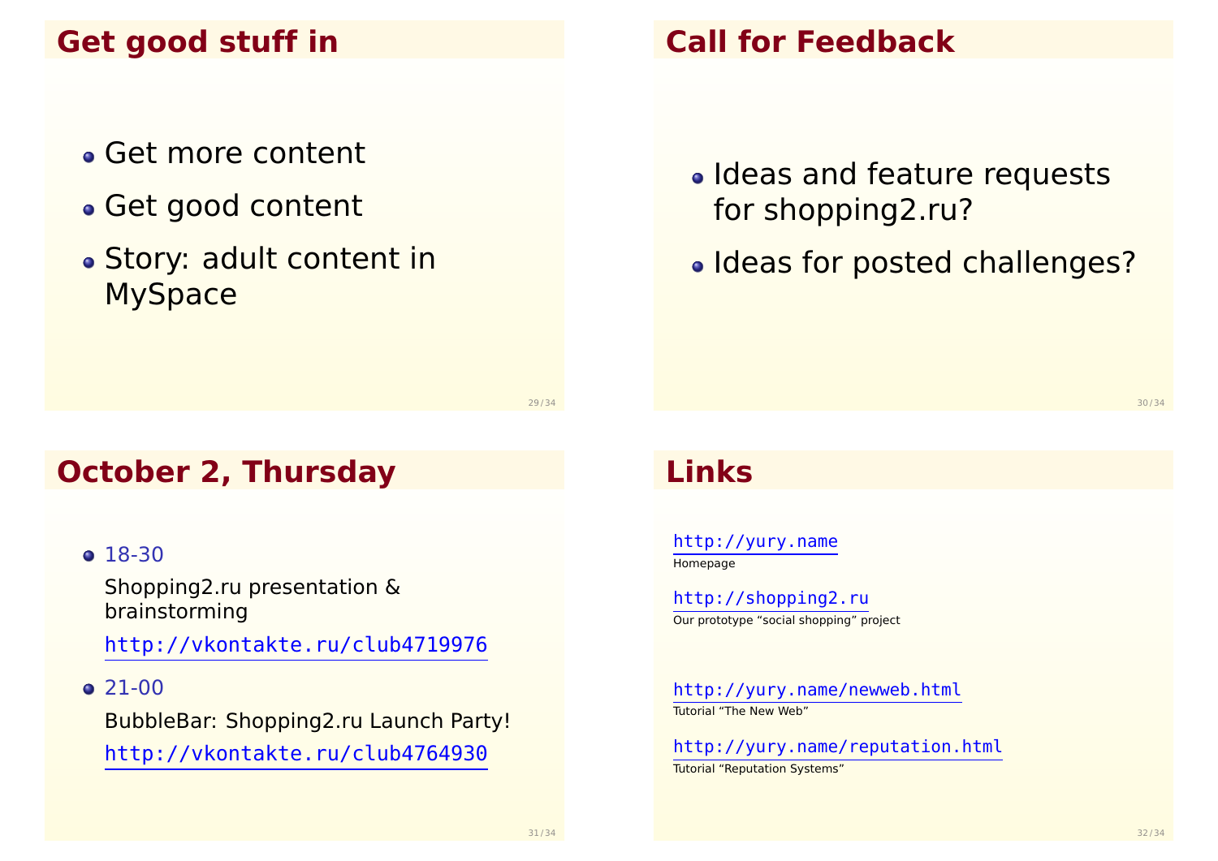## Get good stuff in

- Get more content
- Get good content
- Story: adult content in MySpace

## Call for Feedback

- Ideas and feature requests for shopping2.ru?
- Ideas for posted challenges?

## October 2, Thursday

- 18-30

  Shopping2.ru presentation & brainstorming

  http://vkontakte.ru/club4719976

- 21-00

  BubbleBar: Shopping2.ru Launch Party!

  http://vkontakte.ru/club4764930

## Links

http://yury.name
Homepage

http://shopping2.ru
Our prototype “social shopping” project

http://yury.name/newweb.html
Tutorial “The New Web”

http://yury.name/reputation.html
Tutorial “Reputation Systems”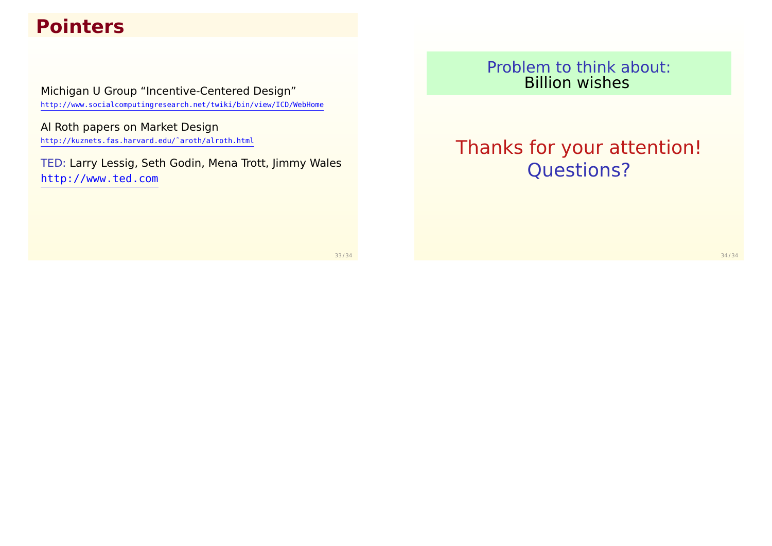# Pointers

Michigan U Group "Incentive-Centered Design"
http://www.socialcomputingresearch.net/twiki/bin/view/ICD/WebHome

Al Roth papers on Market Design
http://kuznets.fas.harvard.edu/˜aroth/alroth.html

TED: Larry Lessig, Seth Godin, Mena Trott, Jimmy Wales
http://www.ted.com

Problem to think about:
Billion wishes

Thanks for your attention!
Questions?